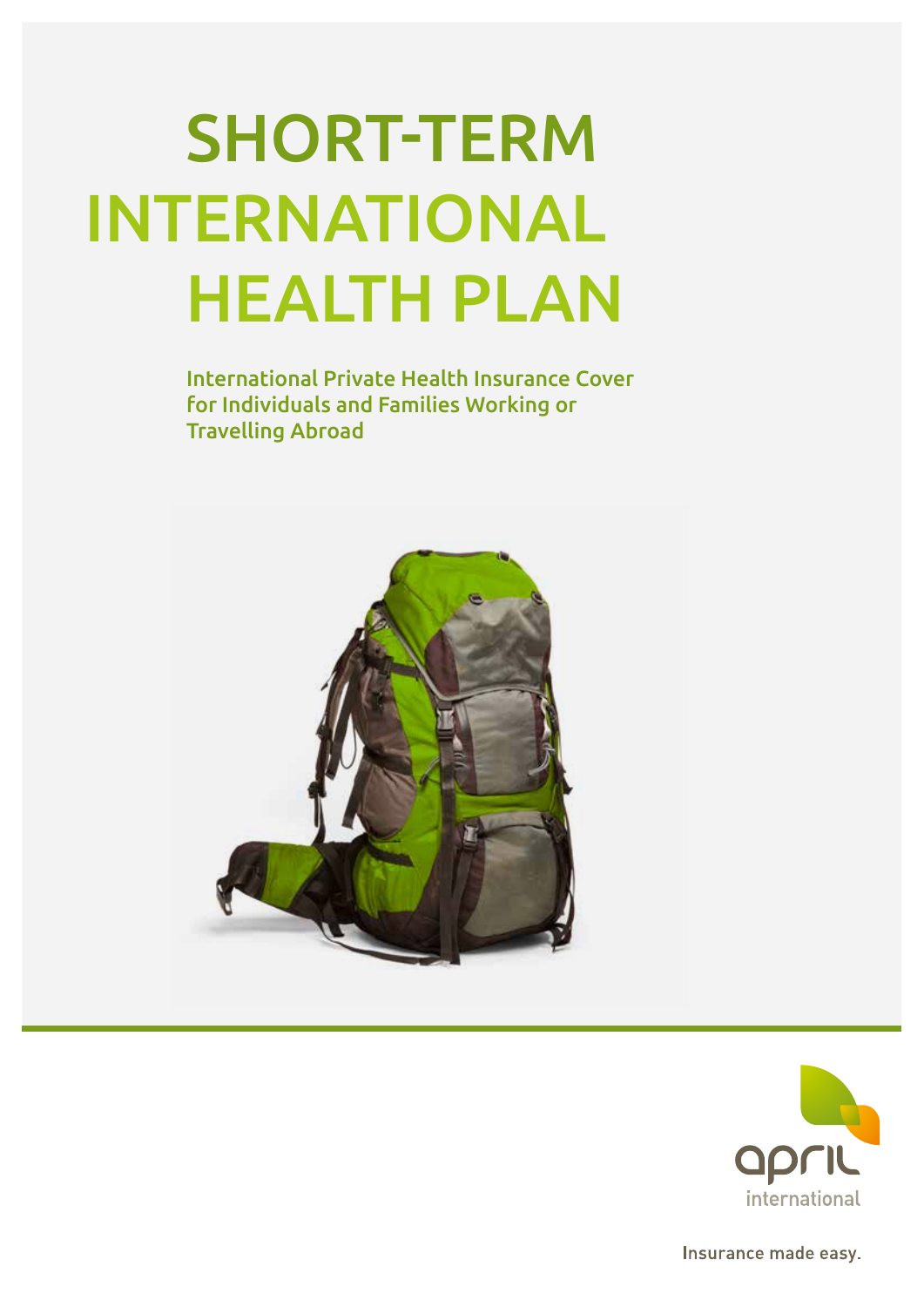# SHORT-TERM INTERNATIONAL HEALTH PLAN

International Private Health Insurance Cover for Individuals and Families Working or Travelling Abroad

april international

Insurance made easy.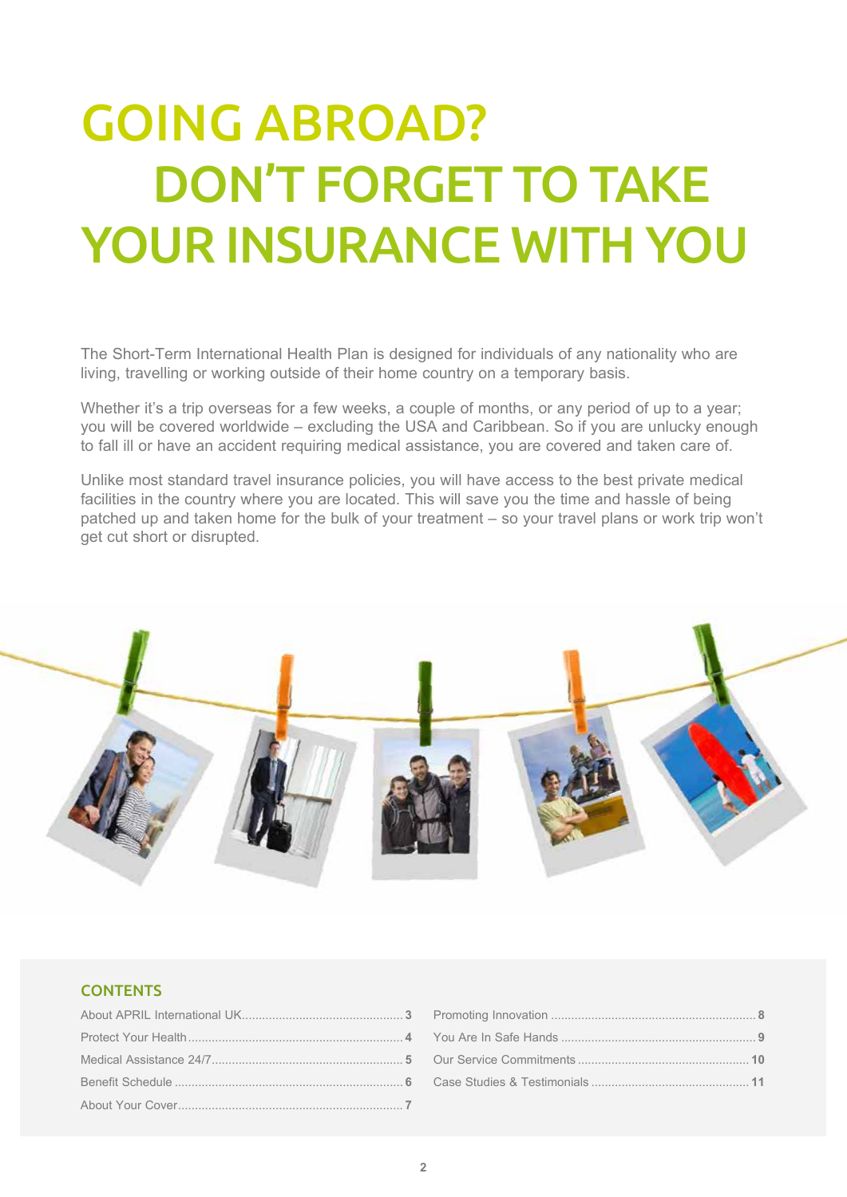# GOING ABROAD? DON'T FORGET TO TAKE YOUR INSURANCE WITH YOU

The Short-Term International Health Plan is designed for individuals of any nationality who are living, travelling or working outside of their home country on a temporary basis.

Whether it's a trip overseas for a few weeks, a couple of months, or any period of up to a year; you will be covered worldwide – excluding the USA and Caribbean. So if you are unlucky enough to fall ill or have an accident requiring medical assistance, you are covered and taken care of.

Unlike most standard travel insurance policies, you will have access to the best private medical facilities in the country where you are located. This will save you the time and hassle of being patched up and taken home for the bulk of your treatment – so your travel plans or work trip won't get cut short or disrupted.

## CONTENTS

- About APRIL International UK .......... 3
- Protect Your Health .......... 4
- Medical Assistance 24/7 .......... 5
- Benefit Schedule .......... 6
- About Your Cover .......... 7
- Promoting Innovation .......... 8
- You Are In Safe Hands .......... 9
- Our Service Commitments .......... 10
- Case Studies & Testimonials .......... 11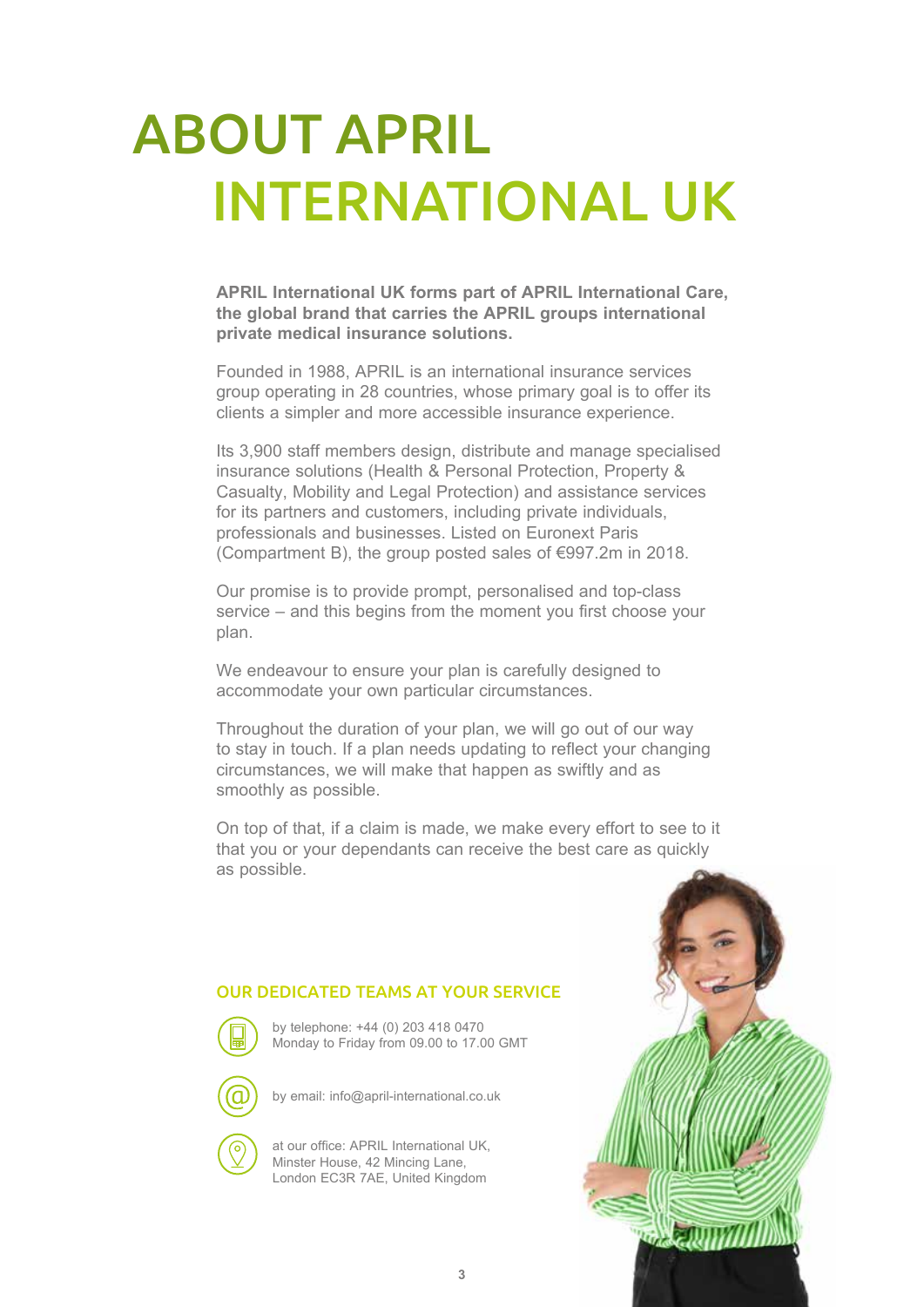# ABOUT APRIL INTERNATIONAL UK

**APRIL International UK forms part of APRIL International Care, the global brand that carries the APRIL groups international private medical insurance solutions.**

Founded in 1988, APRIL is an international insurance services group operating in 28 countries, whose primary goal is to offer its clients a simpler and more accessible insurance experience.

Its 3,900 staff members design, distribute and manage specialised insurance solutions (Health & Personal Protection, Property & Casualty, Mobility and Legal Protection) and assistance services for its partners and customers, including private individuals, professionals and businesses. Listed on Euronext Paris (Compartment B), the group posted sales of €997.2m in 2018.

Our promise is to provide prompt, personalised and top-class service – and this begins from the moment you first choose your plan.

We endeavour to ensure your plan is carefully designed to accommodate your own particular circumstances.

Throughout the duration of your plan, we will go out of our way to stay in touch. If a plan needs updating to reflect your changing circumstances, we will make that happen as swiftly and as smoothly as possible.

On top of that, if a claim is made, we make every effort to see to it that you or your dependants can receive the best care as quickly as possible.

## OUR DEDICATED TEAMS AT YOUR SERVICE

by telephone: +44 (0) 203 418 0470
Monday to Friday from 09.00 to 17.00 GMT

by email: info@april-international.co.uk

at our office: APRIL International UK,
Minster House, 42 Mincing Lane,
London EC3R 7AE, United Kingdom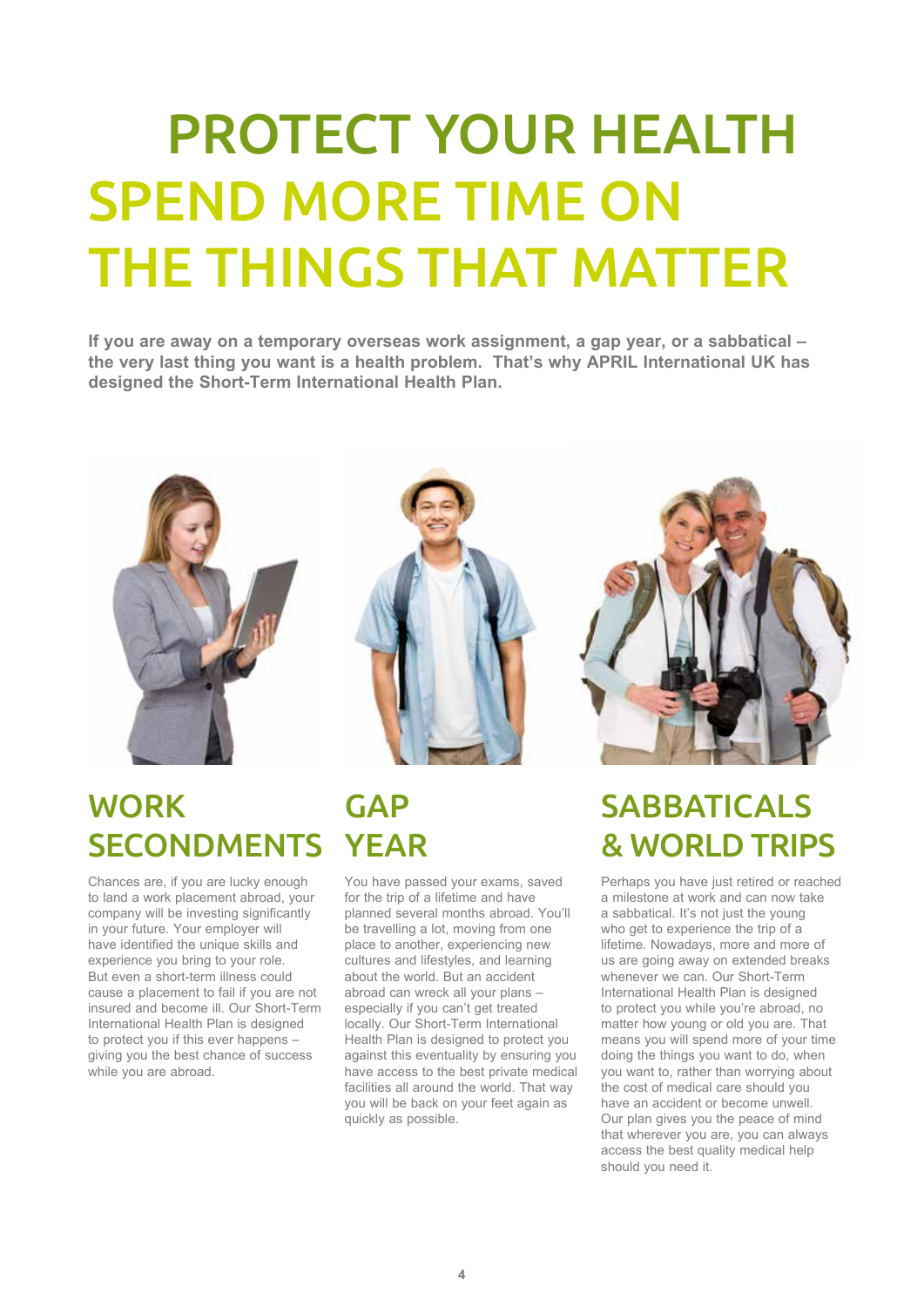# PROTECT YOUR HEALTH SPEND MORE TIME ON THE THINGS THAT MATTER

**If you are away on a temporary overseas work assignment, a gap year, or a sabbatical – the very last thing you want is a health problem. That's why APRIL International UK has designed the Short-Term International Health Plan.**

## WORK SECONDMENTS

Chances are, if you are lucky enough to land a work placement abroad, your company will be investing significantly in your future. Your employer will have identified the unique skills and experience you bring to your role. But even a short-term illness could cause a placement to fail if you are not insured and become ill. Our Short-Term International Health Plan is designed to protect you if this ever happens – giving you the best chance of success while you are abroad.

## GAP YEAR

You have passed your exams, saved for the trip of a lifetime and have planned several months abroad. You'll be travelling a lot, moving from one place to another, experiencing new cultures and lifestyles, and learning about the world. But an accident abroad can wreck all your plans – especially if you can't get treated locally. Our Short-Term International Health Plan is designed to protect you against this eventuality by ensuring you have access to the best private medical facilities all around the world. That way you will be back on your feet again as quickly as possible.

## SABBATICALS & WORLD TRIPS

Perhaps you have just retired or reached a milestone at work and can now take a sabbatical. It's not just the young who get to experience the trip of a lifetime. Nowadays, more and more of us are going away on extended breaks whenever we can. Our Short-Term International Health Plan is designed to protect you while you're abroad, no matter how young or old you are. That means you will spend more of your time doing the things you want to do, when you want to, rather than worrying about the cost of medical care should you have an accident or become unwell. Our plan gives you the peace of mind that wherever you are, you can always access the best quality medical help should you need it.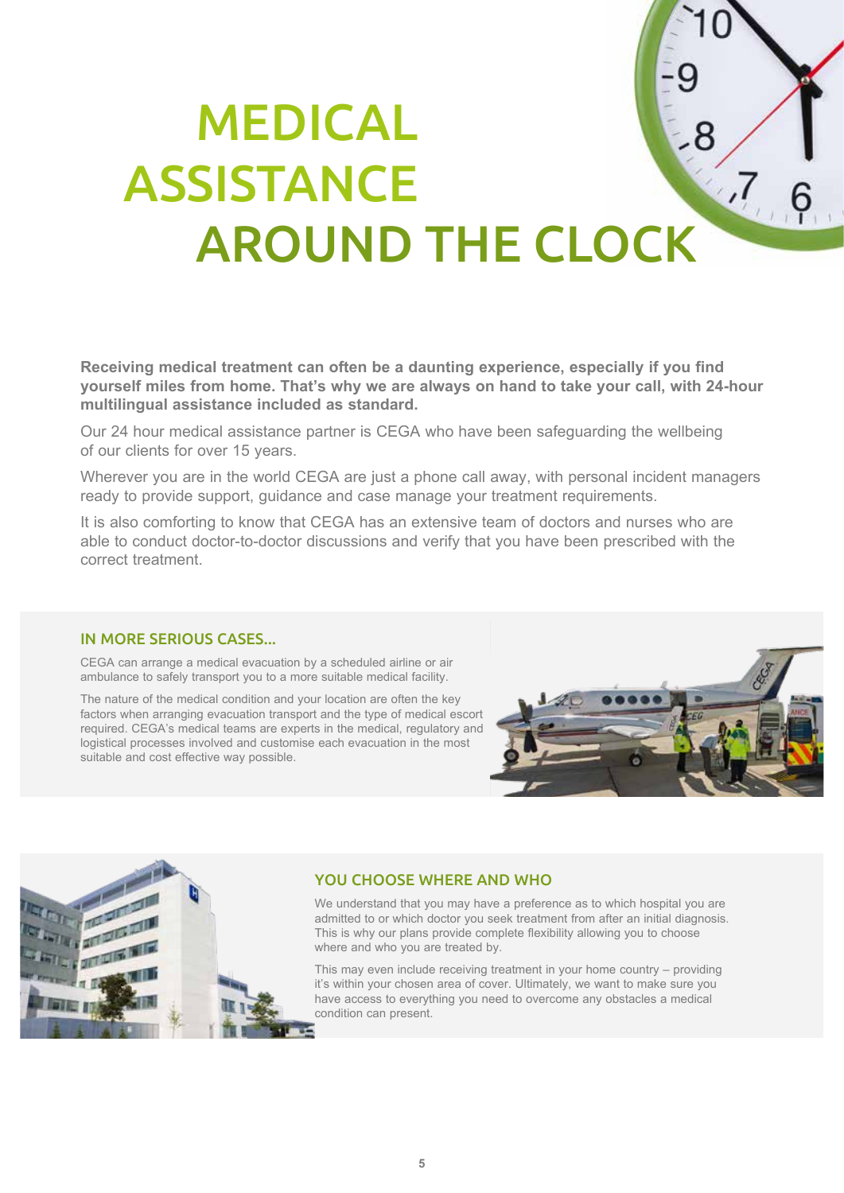# MEDICAL ASSISTANCE AROUND THE CLOCK

**Receiving medical treatment can often be a daunting experience, especially if you find yourself miles from home. That's why we are always on hand to take your call, with 24-hour multilingual assistance included as standard.**

Our 24 hour medical assistance partner is CEGA who have been safeguarding the wellbeing of our clients for over 15 years.

Wherever you are in the world CEGA are just a phone call away, with personal incident managers ready to provide support, guidance and case manage your treatment requirements.

It is also comforting to know that CEGA has an extensive team of doctors and nurses who are able to conduct doctor-to-doctor discussions and verify that you have been prescribed with the correct treatment.

## IN MORE SERIOUS CASES...

CEGA can arrange a medical evacuation by a scheduled airline or air ambulance to safely transport you to a more suitable medical facility.

The nature of the medical condition and your location are often the key factors when arranging evacuation transport and the type of medical escort required. CEGA's medical teams are experts in the medical, regulatory and logistical processes involved and customise each evacuation in the most suitable and cost effective way possible.

## YOU CHOOSE WHERE AND WHO

We understand that you may have a preference as to which hospital you are admitted to or which doctor you seek treatment from after an initial diagnosis. This is why our plans provide complete flexibility allowing you to choose where and who you are treated by.

This may even include receiving treatment in your home country – providing it's within your chosen area of cover. Ultimately, we want to make sure you have access to everything you need to overcome any obstacles a medical condition can present.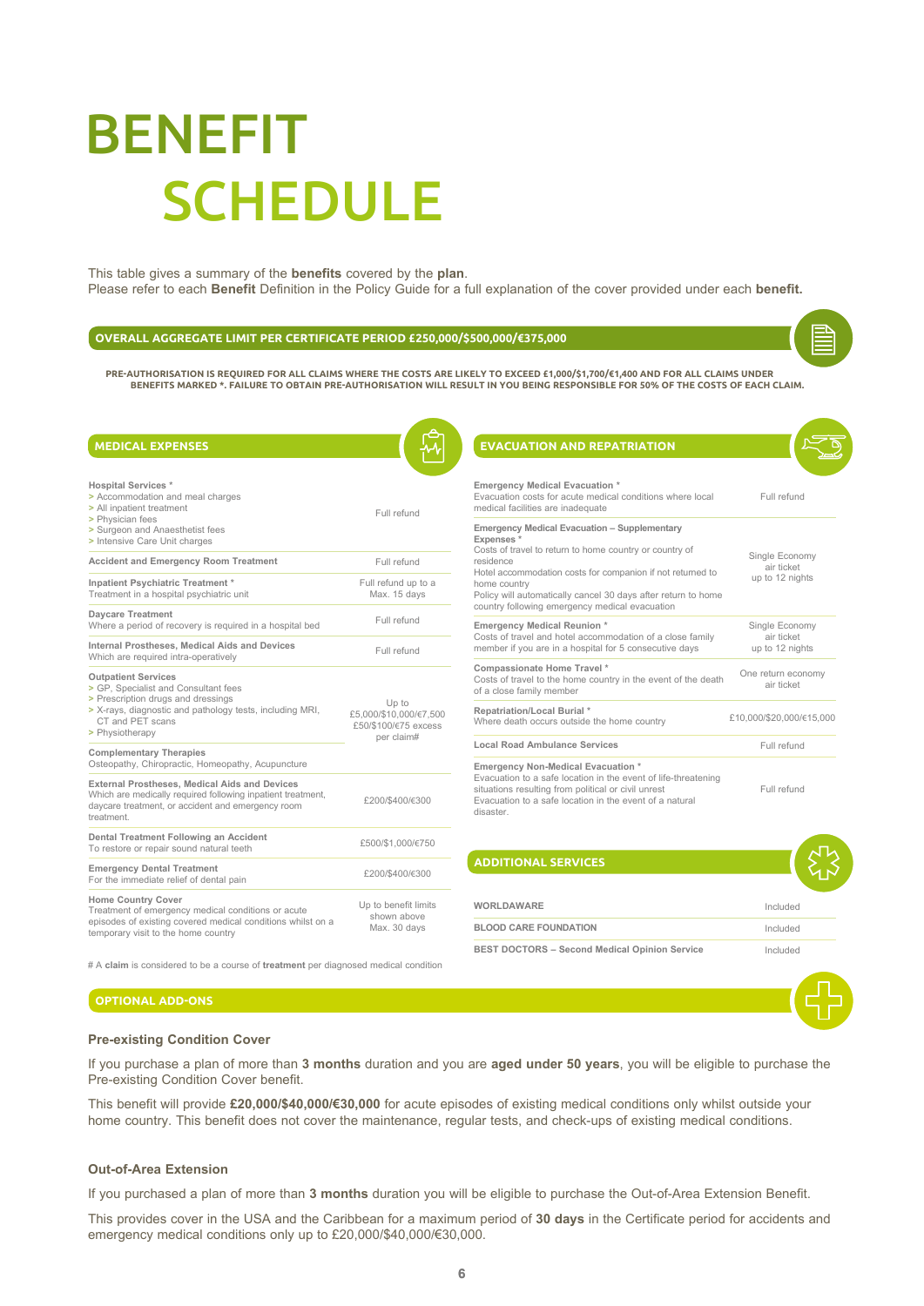# BENEFIT SCHEDULE

This table gives a summary of the **benefits** covered by the **plan**.
Please refer to each **Benefit** Definition in the Policy Guide for a full explanation of the cover provided under each **benefit.**

## OVERALL AGGREGATE LIMIT PER CERTIFICATE PERIOD £250,000/$500,000/€375,000

**PRE-AUTHORISATION IS REQUIRED FOR ALL CLAIMS WHERE THE COSTS ARE LIKELY TO EXCEED £1,000/$1,700/€1,400 AND FOR ALL CLAIMS UNDER BENEFITS MARKED *. FAILURE TO OBTAIN PRE-AUTHORISATION WILL RESULT IN YOU BEING RESPONSIBLE FOR 50% OF THE COSTS OF EACH CLAIM.**

## MEDICAL EXPENSES

| Benefit | Limit |
|---|---|
| **Hospital Services** *<br>> Accommodation and meal charges<br>> All inpatient treatment<br>> Physician fees<br>> Surgeon and Anaesthetist fees<br>> Intensive Care Unit charges | Full refund |
| **Accident and Emergency Room Treatment** | Full refund |
| **Inpatient Psychiatric Treatment** *<br>Treatment in a hospital psychiatric unit | Full refund up to a Max. 15 days |
| **Daycare Treatment**<br>Where a period of recovery is required in a hospital bed | Full refund |
| **Internal Prostheses, Medical Aids and Devices**<br>Which are required intra-operatively | Full refund |
| **Outpatient Services**<br>> GP, Specialist and Consultant fees<br>> Prescription drugs and dressings<br>> X-rays, diagnostic and pathology tests, including MRI, CT and PET scans<br>> Physiotherapy<br><br>**Complementary Therapies**<br>Osteopathy, Chiropractic, Homeopathy, Acupuncture | Up to £5,000/$10,000/€7,500<br>£50/$100/€75 excess per claim# |
| **External Prostheses, Medical Aids and Devices**<br>Which are medically required following inpatient treatment, daycare treatment, or accident and emergency room treatment. | £200/$400/€300 |
| **Dental Treatment Following an Accident**<br>To restore or repair sound natural teeth | £500/$1,000/€750 |
| **Emergency Dental Treatment**<br>For the immediate relief of dental pain | £200/$400/€300 |
| **Home Country Cover**<br>Treatment of emergency medical conditions or acute episodes of existing covered medical conditions whilst on a temporary visit to the home country | Up to benefit limits shown above<br>Max. 30 days |

# A **claim** is considered to be a course of **treatment** per diagnosed medical condition

## EVACUATION AND REPATRIATION

| Benefit | Limit |
|---|---|
| **Emergency Medical Evacuation** *<br>Evacuation costs for acute medical conditions where local medical facilities are inadequate | Full refund |
| **Emergency Medical Evacuation – Supplementary Expenses** *<br>Costs of travel to return to home country or country of residence<br>Hotel accommodation costs for companion if not returned to home country<br>Policy will automatically cancel 30 days after return to home country following emergency medical evacuation | Single Economy air ticket<br>up to 12 nights |
| **Emergency Medical Reunion** *<br>Costs of travel and hotel accommodation of a close family member if you are in a hospital for 5 consecutive days | Single Economy air ticket<br>up to 12 nights |
| **Compassionate Home Travel** *<br>Costs of travel to the home country in the event of the death of a close family member | One return economy air ticket |
| **Repatriation/Local Burial** *<br>Where death occurs outside the home country | £10,000/$20,000/€15,000 |
| **Local Road Ambulance Services** | Full refund |
| **Emergency Non-Medical Evacuation** *<br>Evacuation to a safe location in the event of life-threatening situations resulting from political or civil unrest<br>Evacuation to a safe location in the event of a natural disaster. | Full refund |

## ADDITIONAL SERVICES

| Service | |
|---|---|
| **WORLDAWARE** | Included |
| **BLOOD CARE FOUNDATION** | Included |
| **BEST DOCTORS – Second Medical Opinion Service** | Included |

## OPTIONAL ADD-ONS

### Pre-existing Condition Cover

If you purchase a plan of more than **3 months** duration and you are **aged under 50 years**, you will be eligible to purchase the Pre-existing Condition Cover benefit.

This benefit will provide **£20,000/$40,000/€30,000** for acute episodes of existing medical conditions only whilst outside your home country. This benefit does not cover the maintenance, regular tests, and check-ups of existing medical conditions.

### Out-of-Area Extension

If you purchased a plan of more than **3 months** duration you will be eligible to purchase the Out-of-Area Extension Benefit.

This provides cover in the USA and the Caribbean for a maximum period of **30 days** in the Certificate period for accidents and emergency medical conditions only up to £20,000/$40,000/€30,000.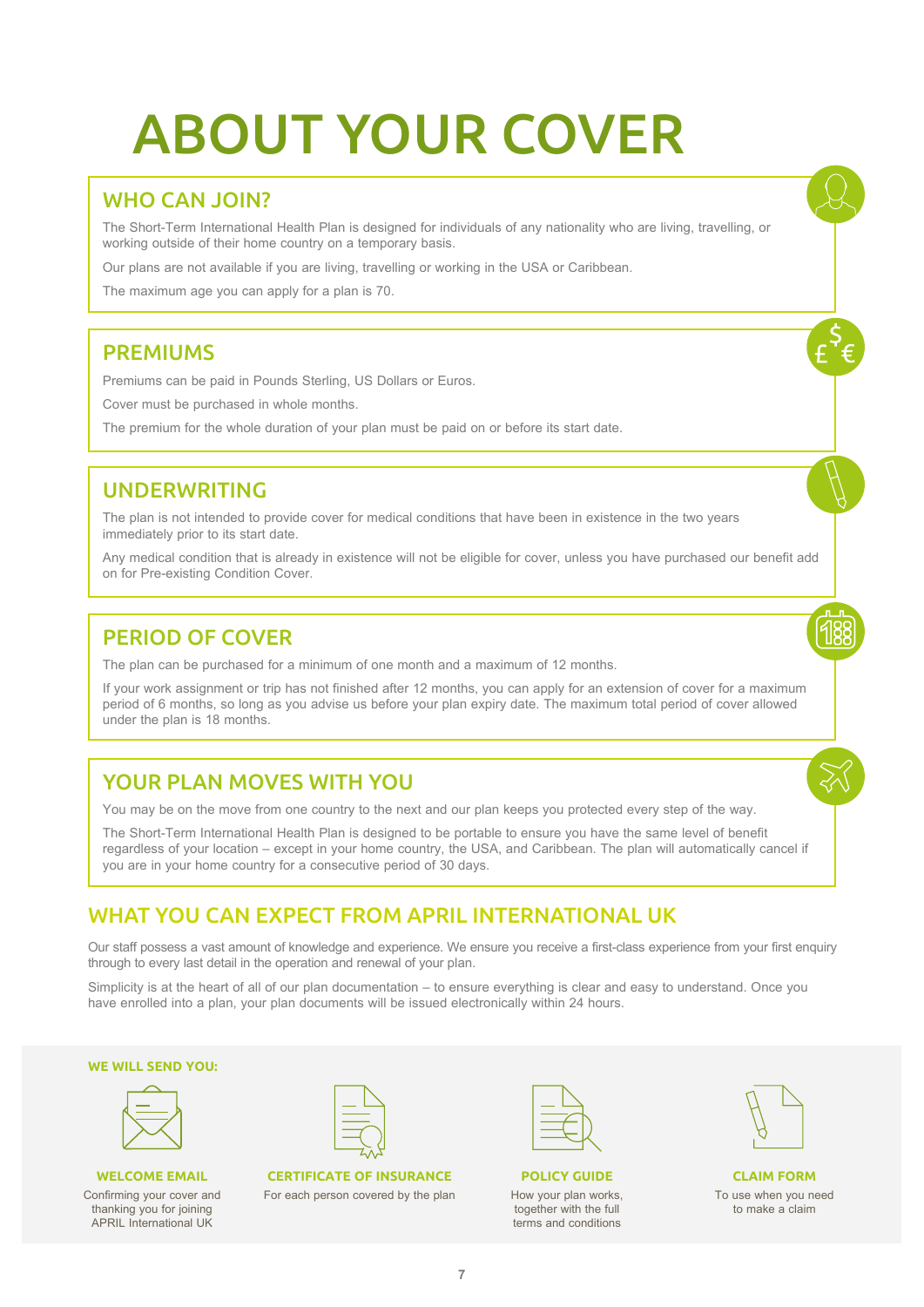# ABOUT YOUR COVER

## WHO CAN JOIN?

The Short-Term International Health Plan is designed for individuals of any nationality who are living, travelling, or working outside of their home country on a temporary basis.

Our plans are not available if you are living, travelling or working in the USA or Caribbean.

The maximum age you can apply for a plan is 70.

## PREMIUMS

Premiums can be paid in Pounds Sterling, US Dollars or Euros.

Cover must be purchased in whole months.

The premium for the whole duration of your plan must be paid on or before its start date.

## UNDERWRITING

The plan is not intended to provide cover for medical conditions that have been in existence in the two years immediately prior to its start date.

Any medical condition that is already in existence will not be eligible for cover, unless you have purchased our benefit add on for Pre-existing Condition Cover.

## PERIOD OF COVER

The plan can be purchased for a minimum of one month and a maximum of 12 months.

If your work assignment or trip has not finished after 12 months, you can apply for an extension of cover for a maximum period of 6 months, so long as you advise us before your plan expiry date. The maximum total period of cover allowed under the plan is 18 months.

## YOUR PLAN MOVES WITH YOU

You may be on the move from one country to the next and our plan keeps you protected every step of the way.

The Short-Term International Health Plan is designed to be portable to ensure you have the same level of benefit regardless of your location – except in your home country, the USA, and Caribbean. The plan will automatically cancel if you are in your home country for a consecutive period of 30 days.

## WHAT YOU CAN EXPECT FROM APRIL INTERNATIONAL UK

Our staff possess a vast amount of knowledge and experience. We ensure you receive a first-class experience from your first enquiry through to every last detail in the operation and renewal of your plan.

Simplicity is at the heart of all of our plan documentation – to ensure everything is clear and easy to understand. Once you have enrolled into a plan, your plan documents will be issued electronically within 24 hours.

### WE WILL SEND YOU:

**WELCOME EMAIL**
Confirming your cover and thanking you for joining APRIL International UK

**CERTIFICATE OF INSURANCE**
For each person covered by the plan

**POLICY GUIDE**
How your plan works, together with the full terms and conditions

**CLAIM FORM**
To use when you need to make a claim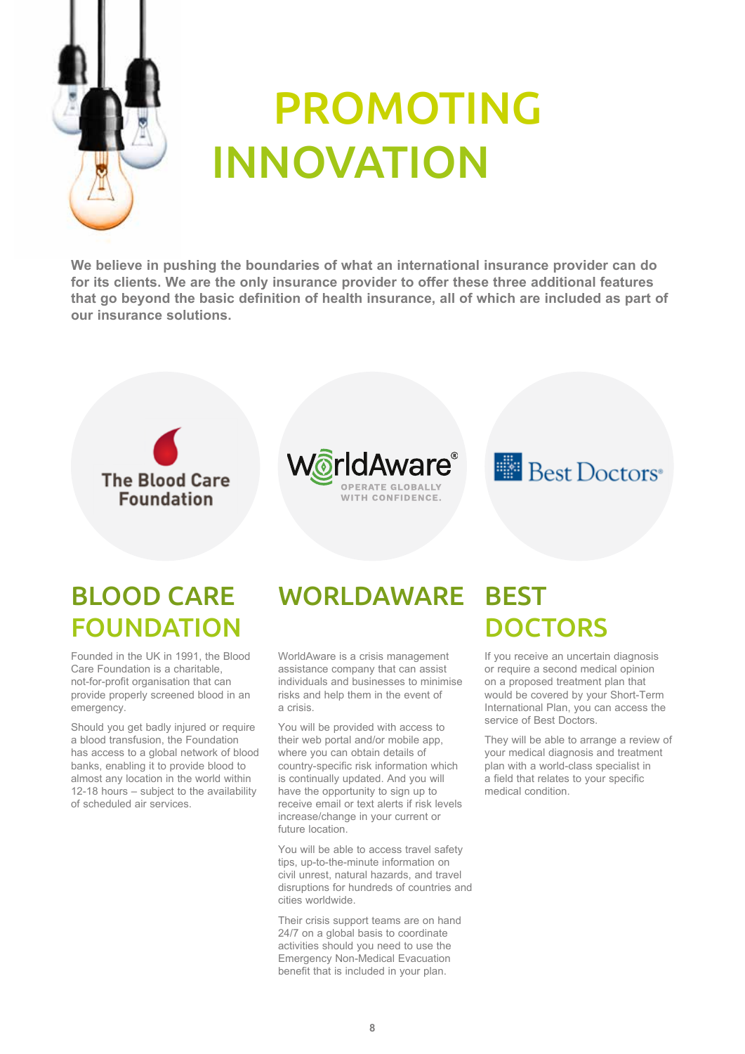# PROMOTING INNOVATION

**We believe in pushing the boundaries of what an international insurance provider can do for its clients. We are the only insurance provider to offer these three additional features that go beyond the basic definition of health insurance, all of which are included as part of our insurance solutions.**

## BLOOD CARE FOUNDATION

Founded in the UK in 1991, the Blood Care Foundation is a charitable, not-for-profit organisation that can provide properly screened blood in an emergency.

Should you get badly injured or require a blood transfusion, the Foundation has access to a global network of blood banks, enabling it to provide blood to almost any location in the world within 12-18 hours – subject to the availability of scheduled air services.

## WORLDAWARE

WorldAware is a crisis management assistance company that can assist individuals and businesses to minimise risks and help them in the event of a crisis.

You will be provided with access to their web portal and/or mobile app, where you can obtain details of country-specific risk information which is continually updated. And you will have the opportunity to sign up to receive email or text alerts if risk levels increase/change in your current or future location.

You will be able to access travel safety tips, up-to-the-minute information on civil unrest, natural hazards, and travel disruptions for hundreds of countries and cities worldwide.

Their crisis support teams are on hand 24/7 on a global basis to coordinate activities should you need to use the Emergency Non-Medical Evacuation benefit that is included in your plan.

## BEST DOCTORS

If you receive an uncertain diagnosis or require a second medical opinion on a proposed treatment plan that would be covered by your Short-Term International Plan, you can access the service of Best Doctors.

They will be able to arrange a review of your medical diagnosis and treatment plan with a world-class specialist in a field that relates to your specific medical condition.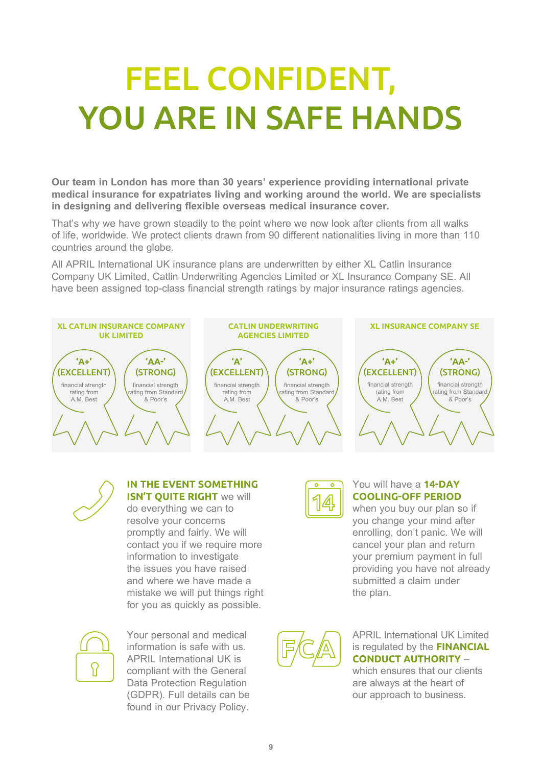# FEEL CONFIDENT, YOU ARE IN SAFE HANDS

**Our team in London has more than 30 years' experience providing international private medical insurance for expatriates living and working around the world. We are specialists in designing and delivering flexible overseas medical insurance cover.**

That's why we have grown steadily to the point where we now look after clients from all walks of life, worldwide. We protect clients drawn from 90 different nationalities living in more than 110 countries around the globe.

All APRIL International UK insurance plans are underwritten by either XL Catlin Insurance Company UK Limited, Catlin Underwriting Agencies Limited or XL Insurance Company SE. All have been assigned top-class financial strength ratings by major insurance ratings agencies.

**XL CATLIN INSURANCE COMPANY UK LIMITED**

- **'A+' (EXCELLENT)** financial strength rating from A.M. Best
- **'AA-' (STRONG)** financial strength rating from Standard & Poor's

**CATLIN UNDERWRITING AGENCIES LIMITED**

- **'A' (EXCELLENT)** financial strength rating from A.M. Best
- **'A+' (STRONG)** financial strength rating from Standard & Poor's

**XL INSURANCE COMPANY SE**

- **'A+' (EXCELLENT)** financial strength rating from A.M. Best
- **'AA-' (STRONG)** financial strength rating from Standard & Poor's

**IN THE EVENT SOMETHING ISN'T QUITE RIGHT** we will do everything we can to resolve your concerns promptly and fairly. We will contact you if we require more information to investigate the issues you have raised and where we have made a mistake we will put things right for you as quickly as possible.

You will have a **14-DAY COOLING-OFF PERIOD** when you buy our plan so if you change your mind after enrolling, don't panic. We will cancel your plan and return your premium payment in full providing you have not already submitted a claim under the plan.

Your personal and medical information is safe with us. APRIL International UK is compliant with the General Data Protection Regulation (GDPR). Full details can be found in our Privacy Policy.

APRIL International UK Limited is regulated by the **FINANCIAL CONDUCT AUTHORITY** – which ensures that our clients are always at the heart of our approach to business.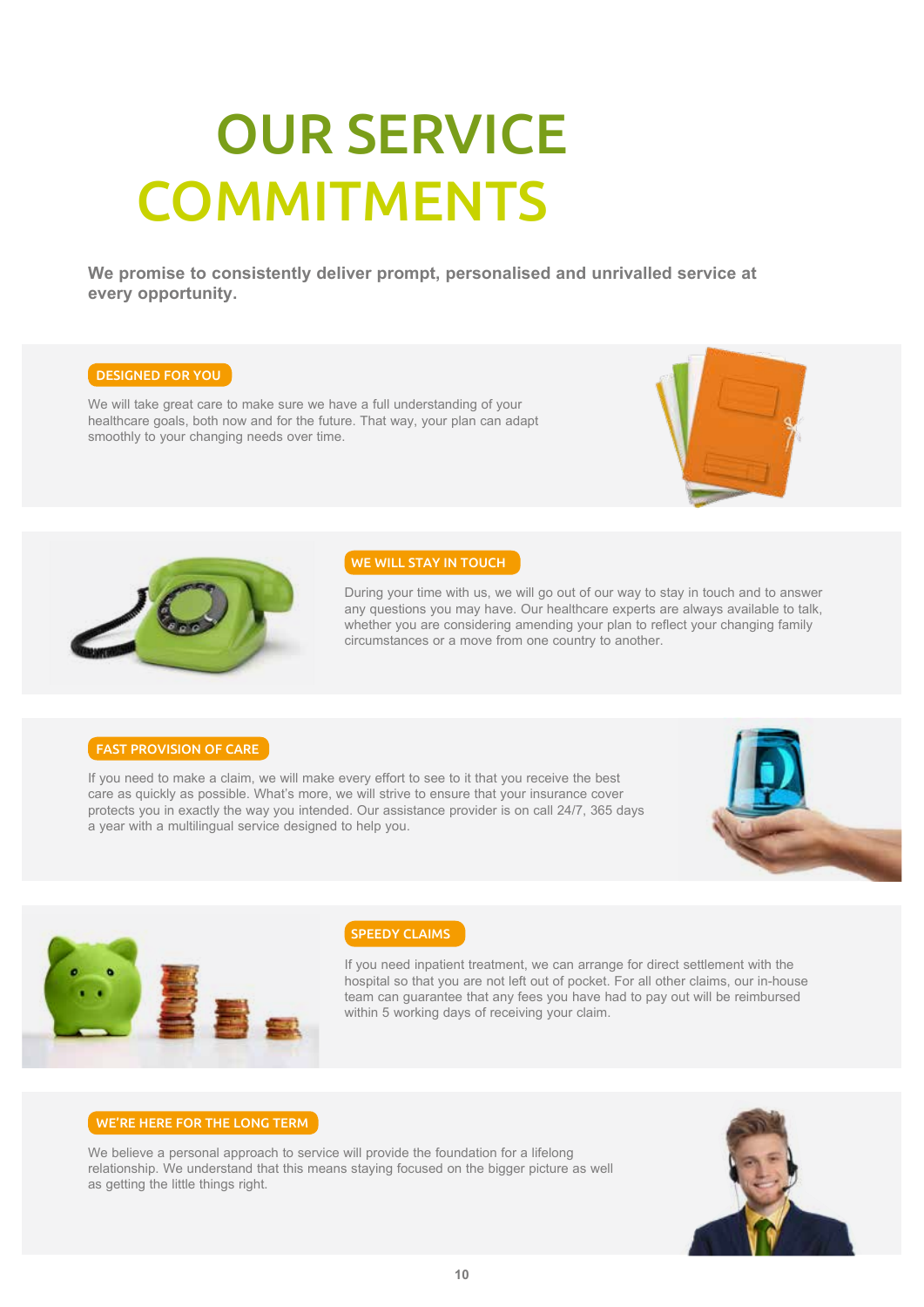# OUR SERVICE COMMITMENTS

**We promise to consistently deliver prompt, personalised and unrivalled service at every opportunity.**

## DESIGNED FOR YOU

We will take great care to make sure we have a full understanding of your healthcare goals, both now and for the future. That way, your plan can adapt smoothly to your changing needs over time.

## WE WILL STAY IN TOUCH

During your time with us, we will go out of our way to stay in touch and to answer any questions you may have. Our healthcare experts are always available to talk, whether you are considering amending your plan to reflect your changing family circumstances or a move from one country to another.

## FAST PROVISION OF CARE

If you need to make a claim, we will make every effort to see to it that you receive the best care as quickly as possible. What's more, we will strive to ensure that your insurance cover protects you in exactly the way you intended. Our assistance provider is on call 24/7, 365 days a year with a multilingual service designed to help you.

## SPEEDY CLAIMS

If you need inpatient treatment, we can arrange for direct settlement with the hospital so that you are not left out of pocket. For all other claims, our in-house team can guarantee that any fees you have had to pay out will be reimbursed within 5 working days of receiving your claim.

## WE'RE HERE FOR THE LONG TERM

We believe a personal approach to service will provide the foundation for a lifelong relationship. We understand that this means staying focused on the bigger picture as well as getting the little things right.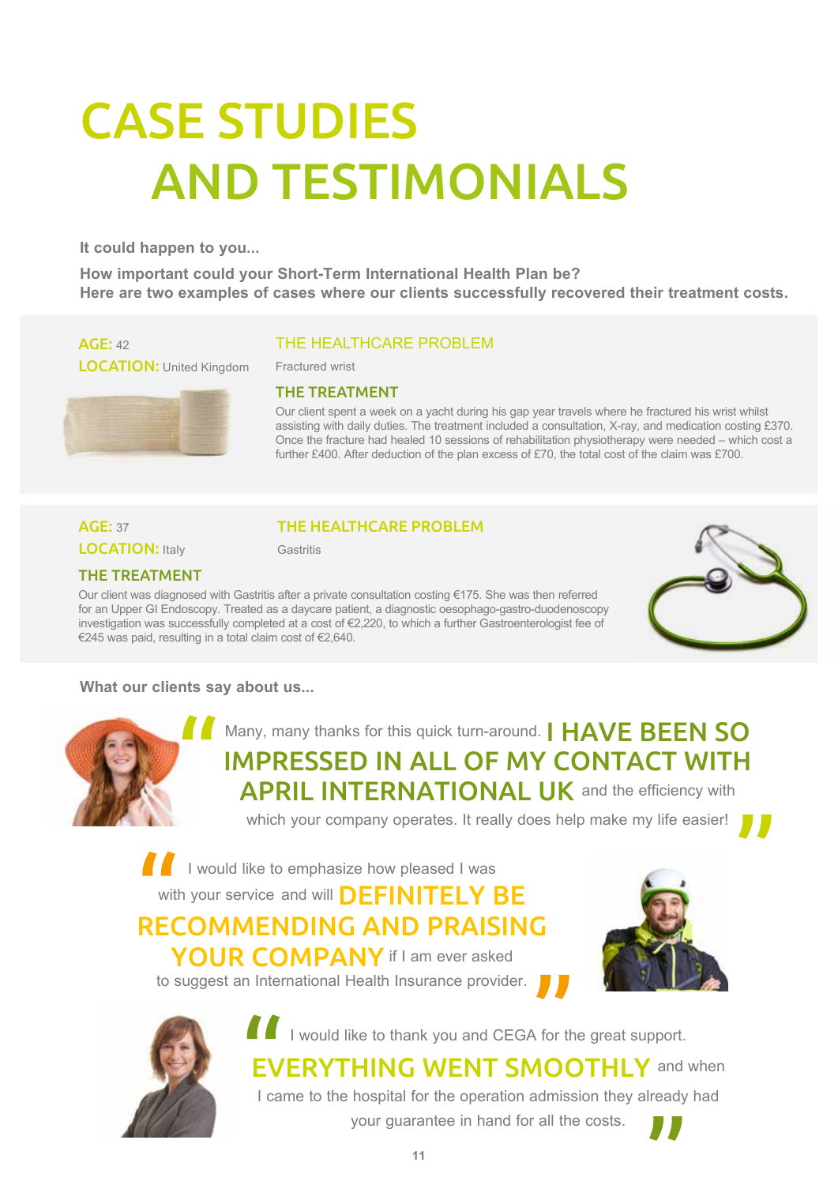# CASE STUDIES AND TESTIMONIALS

**It could happen to you...**

**How important could your Short-Term International Health Plan be?**
**Here are two examples of cases where our clients successfully recovered their treatment costs.**

**AGE:** 42
**LOCATION:** United Kingdom

### THE HEALTHCARE PROBLEM

Fractured wrist

### THE TREATMENT

Our client spent a week on a yacht during his gap year travels where he fractured his wrist whilst assisting with daily duties. The treatment included a consultation, X-ray, and medication costing £370. Once the fracture had healed 10 sessions of rehabilitation physiotherapy were needed – which cost a further £400. After deduction of the plan excess of £70, the total cost of the claim was £700.

**AGE:** 37
**LOCATION:** Italy

### THE HEALTHCARE PROBLEM

Gastritis

### THE TREATMENT

Our client was diagnosed with Gastritis after a private consultation costing €175. She was then referred for an Upper GI Endoscopy. Treated as a daycare patient, a diagnostic oesophago-gastro-duodenoscopy investigation was successfully completed at a cost of €2,220, to which a further Gastroenterologist fee of €245 was paid, resulting in a total claim cost of €2,640.

**What our clients say about us...**

> "Many, many thanks for this quick turn-around. **I HAVE BEEN SO IMPRESSED IN ALL OF MY CONTACT WITH APRIL INTERNATIONAL UK** and the efficiency with which your company operates. It really does help make my life easier!"

> "I would like to emphasize how pleased I was with your service and will **DEFINITELY BE RECOMMENDING AND PRAISING YOUR COMPANY** if I am ever asked to suggest an International Health Insurance provider."

> "I would like to thank you and CEGA for the great support. **EVERYTHING WENT SMOOTHLY** and when I came to the hospital for the operation admission they already had your guarantee in hand for all the costs."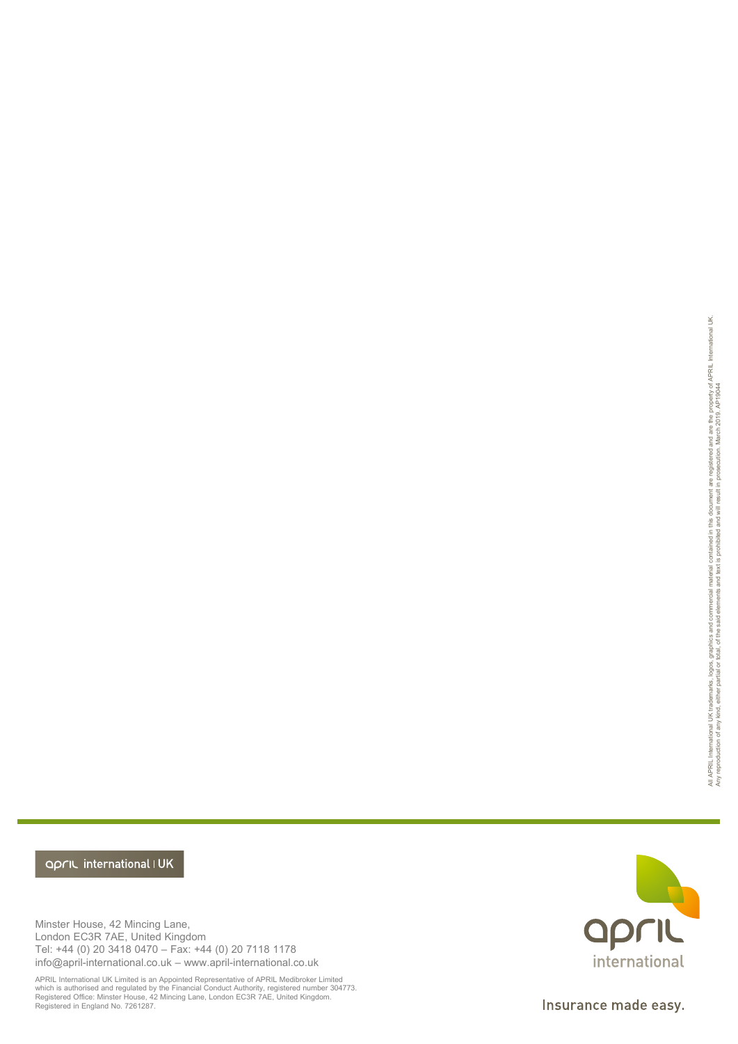april international | UK

Minster House, 42 Mincing Lane,
London EC3R 7AE, United Kingdom
Tel: +44 (0) 20 3418 0470 – Fax: +44 (0) 20 7118 1178
info@april-international.co.uk – www.april-international.co.uk

APRIL International UK Limited is an Appointed Representative of APRIL Medibroker Limited which is authorised and regulated by the Financial Conduct Authority, registered number 304773. Registered Office: Minster House, 42 Mincing Lane, London EC3R 7AE, United Kingdom. Registered in England No. 7261287.

april international

Insurance made easy.

All APRIL International UK trademarks, logos, graphics and commercial material contained in this document are registered and are the property of APRIL International UK. Any reproduction of any kind, either partial or total, of the said elements and text is prohibited and will result in prosecution. March 2019. AP19044